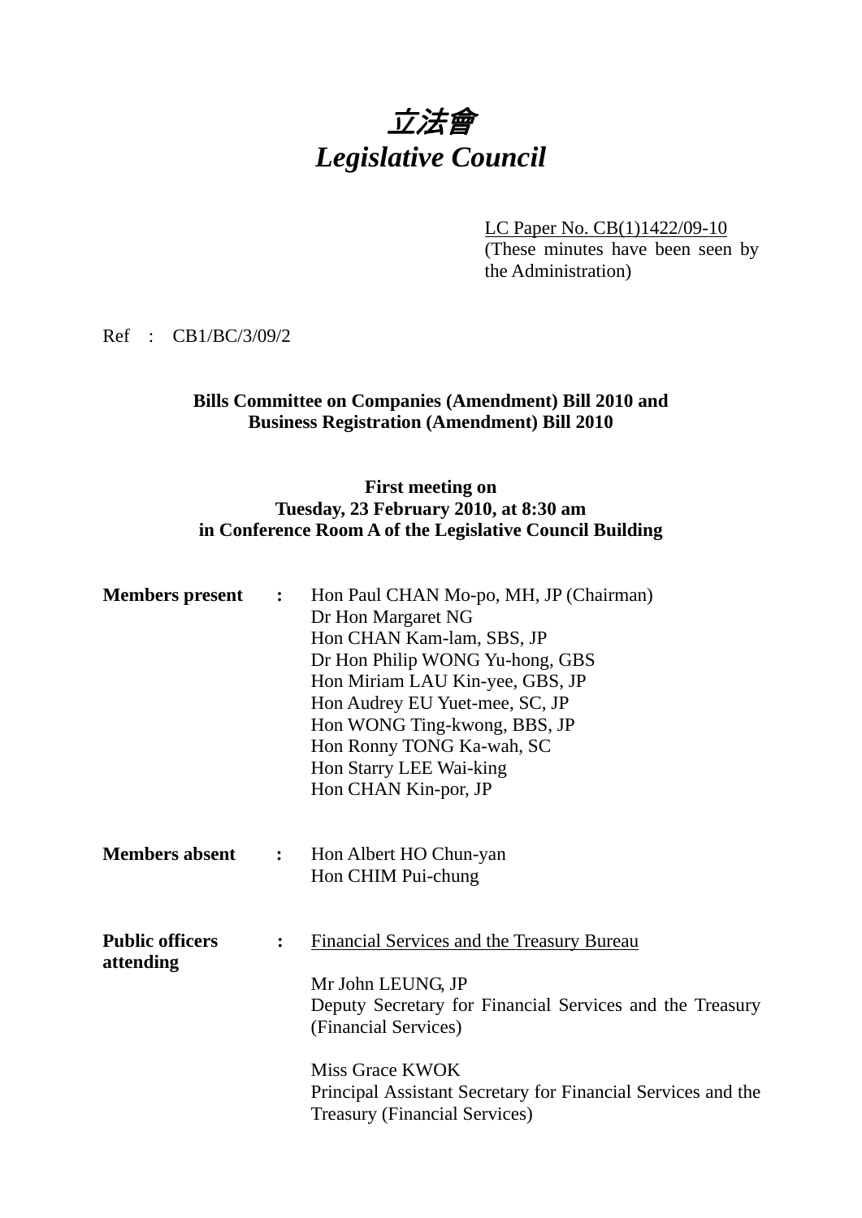# *立法會*
# *Legislative Council*

LC Paper No. CB(1)1422/09-10
(These minutes have been seen by the Administration)

Ref : CB1/BC/3/09/2

**Bills Committee on Companies (Amendment) Bill 2010 and Business Registration (Amendment) Bill 2010**

**First meeting on**
**Tuesday, 23 February 2010, at 8:30 am**
**in Conference Room A of the Legislative Council Building**

**Members present :**
Hon Paul CHAN Mo-po, MH, JP (Chairman)
Dr Hon Margaret NG
Hon CHAN Kam-lam, SBS, JP
Dr Hon Philip WONG Yu-hong, GBS
Hon Miriam LAU Kin-yee, GBS, JP
Hon Audrey EU Yuet-mee, SC, JP
Hon WONG Ting-kwong, BBS, JP
Hon Ronny TONG Ka-wah, SC
Hon Starry LEE Wai-king
Hon CHAN Kin-por, JP

**Members absent :**
Hon Albert HO Chun-yan
Hon CHIM Pui-chung

**Public officers attending :**
Financial Services and the Treasury Bureau

Mr John LEUNG, JP
Deputy Secretary for Financial Services and the Treasury (Financial Services)

Miss Grace KWOK
Principal Assistant Secretary for Financial Services and the Treasury (Financial Services)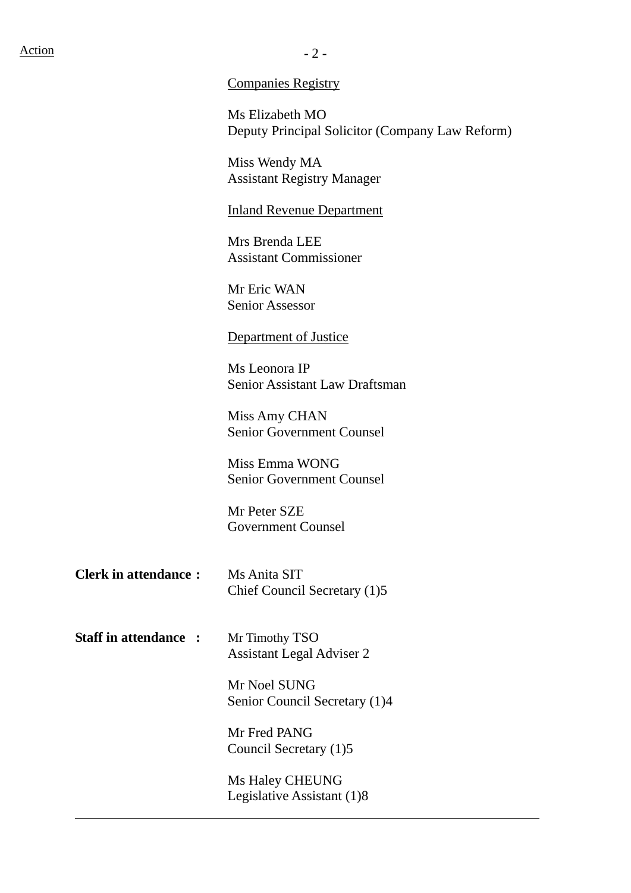Action

Companies Registry

Ms Elizabeth MO
Deputy Principal Solicitor (Company Law Reform)

Miss Wendy MA
Assistant Registry Manager

Inland Revenue Department

Mrs Brenda LEE
Assistant Commissioner

Mr Eric WAN
Senior Assessor

Department of Justice

Ms Leonora IP
Senior Assistant Law Draftsman

Miss Amy CHAN
Senior Government Counsel

Miss Emma WONG
Senior Government Counsel

Mr Peter SZE
Government Counsel

**Clerk in attendance :** Ms Anita SIT
Chief Council Secretary (1)5

**Staff in attendance :** Mr Timothy TSO
Assistant Legal Adviser 2

Mr Noel SUNG
Senior Council Secretary (1)4

Mr Fred PANG
Council Secretary (1)5

Ms Haley CHEUNG
Legislative Assistant (1)8

---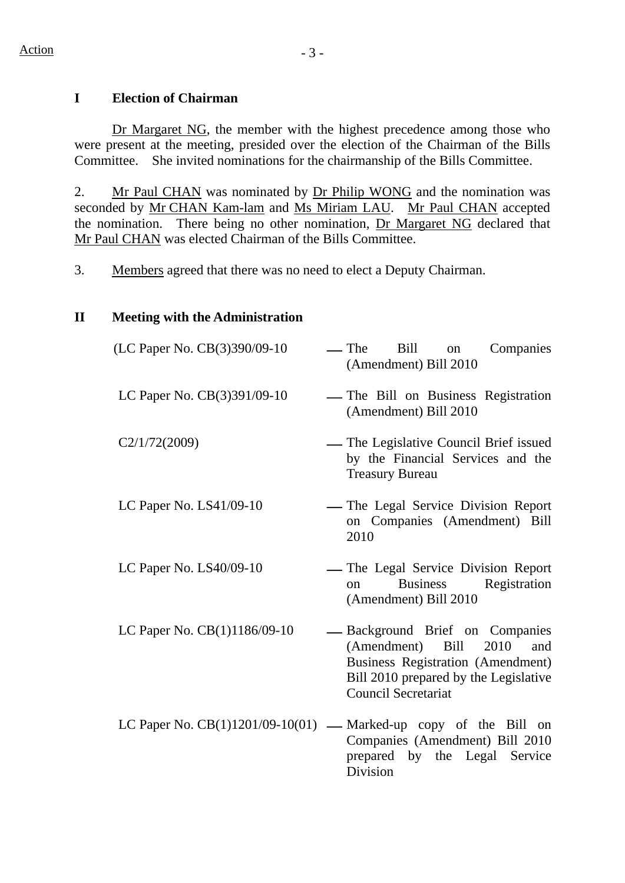Action

## I Election of Chairman

Dr Margaret NG, the member with the highest precedence among those who were present at the meeting, presided over the election of the Chairman of the Bills Committee. She invited nominations for the chairmanship of the Bills Committee.

2. Mr Paul CHAN was nominated by Dr Philip WONG and the nomination was seconded by Mr CHAN Kam-lam and Ms Miriam LAU. Mr Paul CHAN accepted the nomination. There being no other nomination, Dr Margaret NG declared that Mr Paul CHAN was elected Chairman of the Bills Committee.

3. Members agreed that there was no need to elect a Deputy Chairman.

## II Meeting with the Administration

(LC Paper No. CB(3)390/09-10 — The Bill on Companies (Amendment) Bill 2010

LC Paper No. CB(3)391/09-10 — The Bill on Business Registration (Amendment) Bill 2010

C2/1/72(2009) — The Legislative Council Brief issued by the Financial Services and the Treasury Bureau

LC Paper No. LS41/09-10 — The Legal Service Division Report on Companies (Amendment) Bill 2010

LC Paper No. LS40/09-10 — The Legal Service Division Report on Business Registration (Amendment) Bill 2010

LC Paper No. CB(1)1186/09-10 — Background Brief on Companies (Amendment) Bill 2010 and Business Registration (Amendment) Bill 2010 prepared by the Legislative Council Secretariat

LC Paper No. CB(1)1201/09-10(01) — Marked-up copy of the Bill on Companies (Amendment) Bill 2010 prepared by the Legal Service Division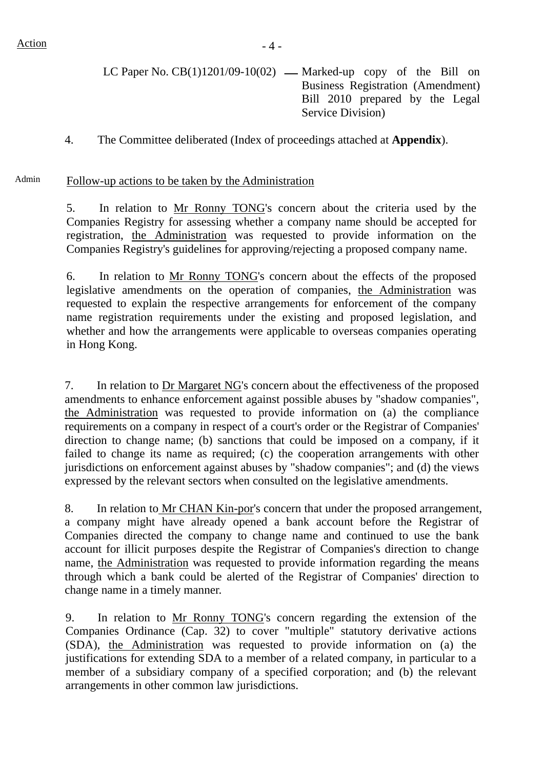Action

LC Paper No. CB(1)1201/09-10(02) — Marked-up copy of the Bill on Business Registration (Amendment) Bill 2010 prepared by the Legal Service Division)

4. The Committee deliberated (Index of proceedings attached at **Appendix**).

Admin

Follow-up actions to be taken by the Administration

5. In relation to Mr Ronny TONG's concern about the criteria used by the Companies Registry for assessing whether a company name should be accepted for registration, the Administration was requested to provide information on the Companies Registry's guidelines for approving/rejecting a proposed company name.

6. In relation to Mr Ronny TONG's concern about the effects of the proposed legislative amendments on the operation of companies, the Administration was requested to explain the respective arrangements for enforcement of the company name registration requirements under the existing and proposed legislation, and whether and how the arrangements were applicable to overseas companies operating in Hong Kong.

7. In relation to Dr Margaret NG's concern about the effectiveness of the proposed amendments to enhance enforcement against possible abuses by "shadow companies", the Administration was requested to provide information on (a) the compliance requirements on a company in respect of a court's order or the Registrar of Companies' direction to change name; (b) sanctions that could be imposed on a company, if it failed to change its name as required; (c) the cooperation arrangements with other jurisdictions on enforcement against abuses by "shadow companies"; and (d) the views expressed by the relevant sectors when consulted on the legislative amendments.

8. In relation to Mr CHAN Kin-por's concern that under the proposed arrangement, a company might have already opened a bank account before the Registrar of Companies directed the company to change name and continued to use the bank account for illicit purposes despite the Registrar of Companies's direction to change name, the Administration was requested to provide information regarding the means through which a bank could be alerted of the Registrar of Companies' direction to change name in a timely manner.

9. In relation to Mr Ronny TONG's concern regarding the extension of the Companies Ordinance (Cap. 32) to cover "multiple" statutory derivative actions (SDA), the Administration was requested to provide information on (a) the justifications for extending SDA to a member of a related company, in particular to a member of a subsidiary company of a specified corporation; and (b) the relevant arrangements in other common law jurisdictions.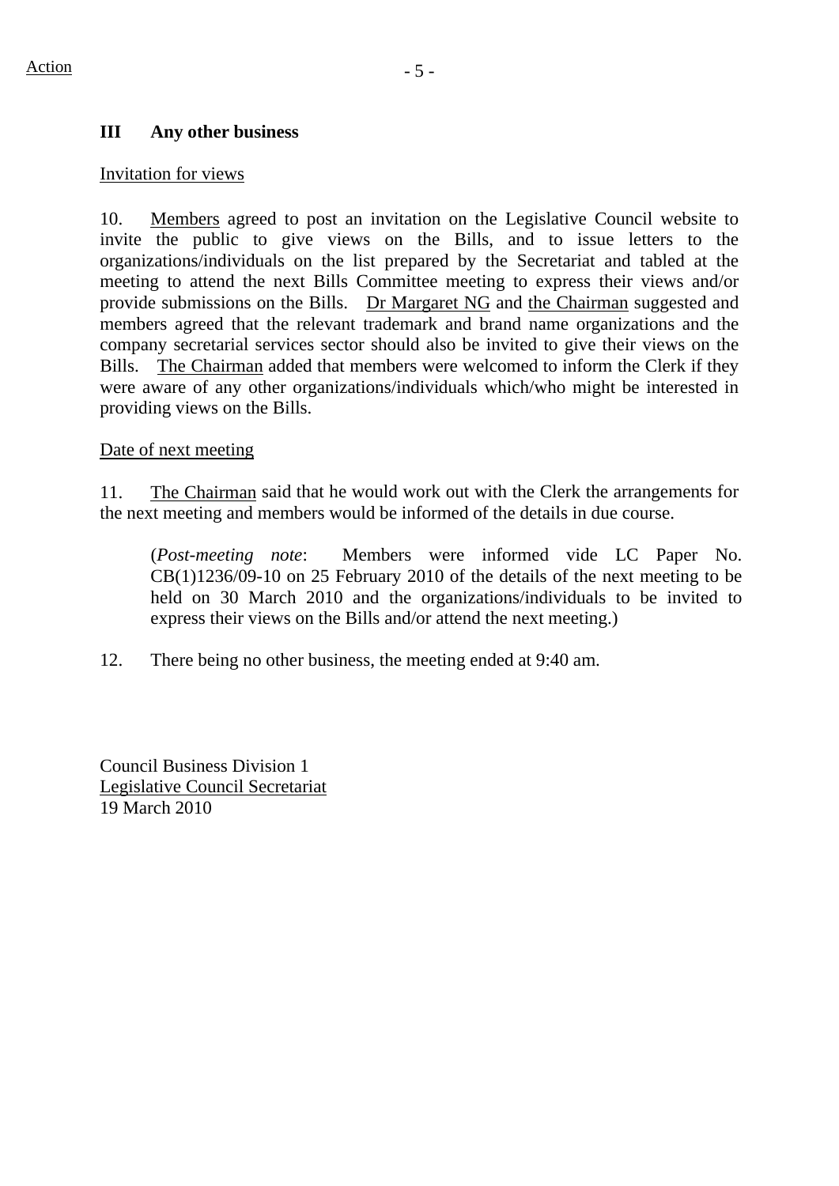Action

## III Any other business

Invitation for views

10. Members agreed to post an invitation on the Legislative Council website to invite the public to give views on the Bills, and to issue letters to the organizations/individuals on the list prepared by the Secretariat and tabled at the meeting to attend the next Bills Committee meeting to express their views and/or provide submissions on the Bills. Dr Margaret NG and the Chairman suggested and members agreed that the relevant trademark and brand name organizations and the company secretarial services sector should also be invited to give their views on the Bills. The Chairman added that members were welcomed to inform the Clerk if they were aware of any other organizations/individuals which/who might be interested in providing views on the Bills.

Date of next meeting

11. The Chairman said that he would work out with the Clerk the arrangements for the next meeting and members would be informed of the details in due course.

> (*Post-meeting note*: Members were informed vide LC Paper No. CB(1)1236/09-10 on 25 February 2010 of the details of the next meeting to be held on 30 March 2010 and the organizations/individuals to be invited to express their views on the Bills and/or attend the next meeting.)

12. There being no other business, the meeting ended at 9:40 am.

Council Business Division 1
Legislative Council Secretariat
19 March 2010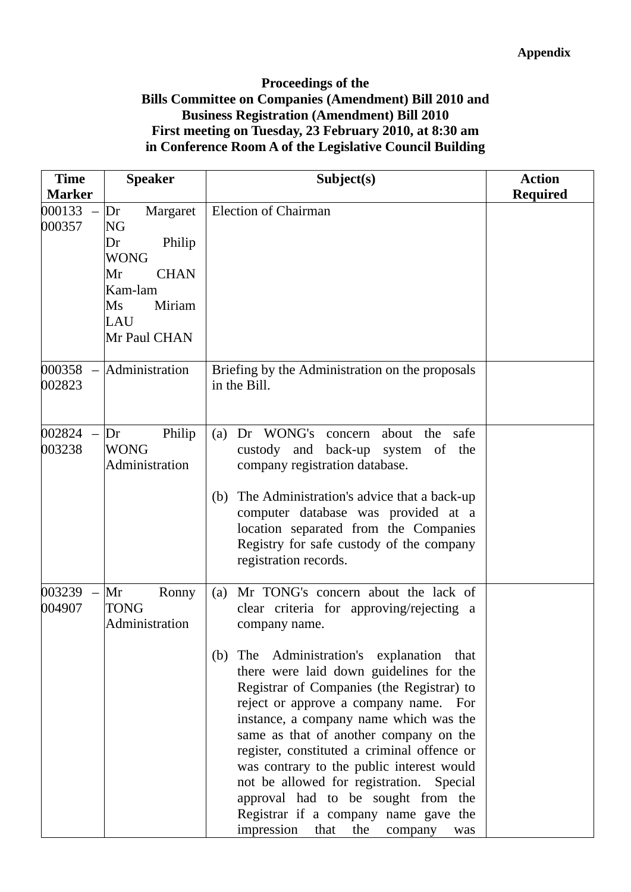**Appendix**

**Proceedings of the**
**Bills Committee on Companies (Amendment) Bill 2010 and**
**Business Registration (Amendment) Bill 2010**
**First meeting on Tuesday, 23 February 2010, at 8:30 am**
**in Conference Room A of the Legislative Council Building**

| Time Marker | Speaker | Subject(s) | Action Required |
|---|---|---|---|
| 000133 – 000357 | Dr Margaret NG<br>Dr Philip WONG<br>Mr CHAN Kam-lam<br>Ms Miriam LAU<br>Mr Paul CHAN | Election of Chairman | |
| 000358 – 002823 | Administration | Briefing by the Administration on the proposals in the Bill. | |
| 002824 – 003238 | Dr Philip WONG<br>Administration | (a) Dr WONG's concern about the safe custody and back-up system of the company registration database.<br><br>(b) The Administration's advice that a back-up computer database was provided at a location separated from the Companies Registry for safe custody of the company registration records. | |
| 003239 – 004907 | Mr Ronny TONG<br>Administration | (a) Mr TONG's concern about the lack of clear criteria for approving/rejecting a company name.<br><br>(b) The Administration's explanation that there were laid down guidelines for the Registrar of Companies (the Registrar) to reject or approve a company name. For instance, a company name which was the same as that of another company on the register, constituted a criminal offence or was contrary to the public interest would not be allowed for registration. Special approval had to be sought from the Registrar if a company name gave the impression that the company was | |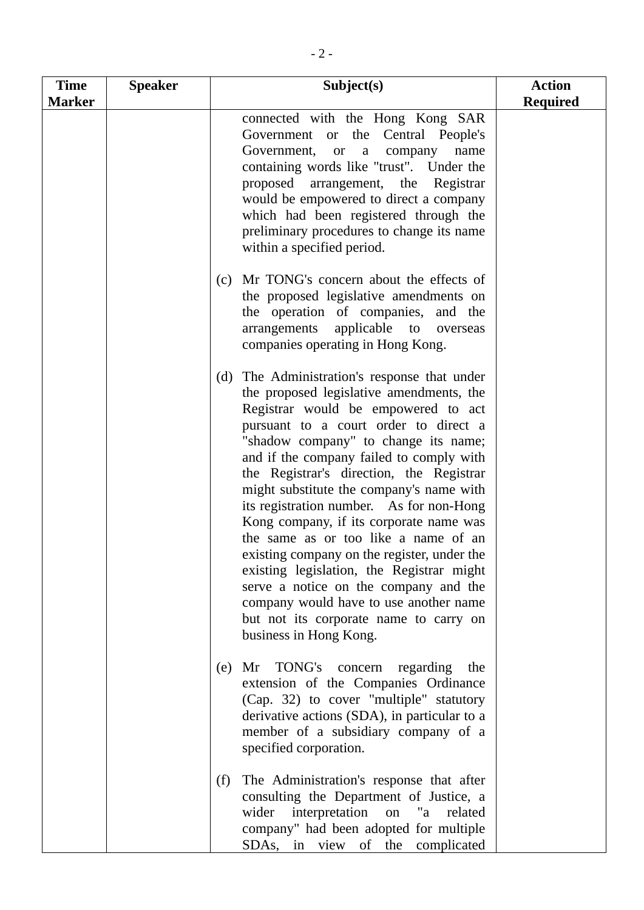| Time Marker | Speaker | Subject(s) | Action Required |
|---|---|---|---|
| | | connected with the Hong Kong SAR Government or the Central People's Government, or a company name containing words like "trust". Under the proposed arrangement, the Registrar would be empowered to direct a company which had been registered through the preliminary procedures to change its name within a specified period.<br><br>(c) Mr TONG's concern about the effects of the proposed legislative amendments on the operation of companies, and the arrangements applicable to overseas companies operating in Hong Kong.<br><br>(d) The Administration's response that under the proposed legislative amendments, the Registrar would be empowered to act pursuant to a court order to direct a "shadow company" to change its name; and if the company failed to comply with the Registrar's direction, the Registrar might substitute the company's name with its registration number. As for non-Hong Kong company, if its corporate name was the same as or too like a name of an existing company on the register, under the existing legislation, the Registrar might serve a notice on the company and the company would have to use another name but not its corporate name to carry on business in Hong Kong.<br><br>(e) Mr TONG's concern regarding the extension of the Companies Ordinance (Cap. 32) to cover "multiple" statutory derivative actions (SDA), in particular to a member of a subsidiary company of a specified corporation.<br><br>(f) The Administration's response that after consulting the Department of Justice, a wider interpretation on "a related company" had been adopted for multiple SDAs, in view of the complicated | |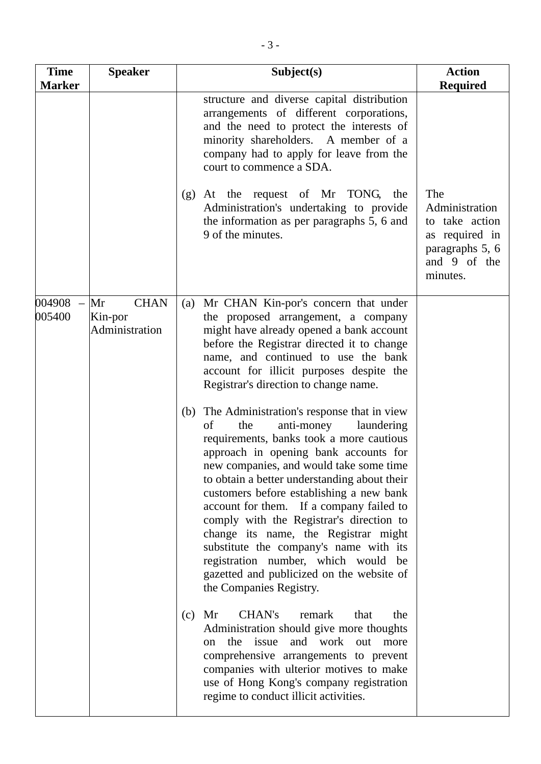| Time Marker | Speaker | Subject(s) | Action Required |
|---|---|---|---|
| | | structure and diverse capital distribution arrangements of different corporations, and the need to protect the interests of minority shareholders. A member of a company had to apply for leave from the court to commence a SDA.<br><br>(g) At the request of Mr TONG, the Administration's undertaking to provide the information as per paragraphs 5, 6 and 9 of the minutes. | The Administration to take action as required in paragraphs 5, 6 and 9 of the minutes. |
| 004908 – 005400 | Mr CHAN Kin-por<br>Administration | (a) Mr CHAN Kin-por's concern that under the proposed arrangement, a company might have already opened a bank account before the Registrar directed it to change name, and continued to use the bank account for illicit purposes despite the Registrar's direction to change name.<br><br>(b) The Administration's response that in view of the anti-money laundering requirements, banks took a more cautious approach in opening bank accounts for new companies, and would take some time to obtain a better understanding about their customers before establishing a new bank account for them. If a company failed to comply with the Registrar's direction to change its name, the Registrar might substitute the company's name with its registration number, which would be gazetted and publicized on the website of the Companies Registry.<br><br>(c) Mr CHAN's remark that the Administration should give more thoughts on the issue and work out more comprehensive arrangements to prevent companies with ulterior motives to make use of Hong Kong's company registration regime to conduct illicit activities. | |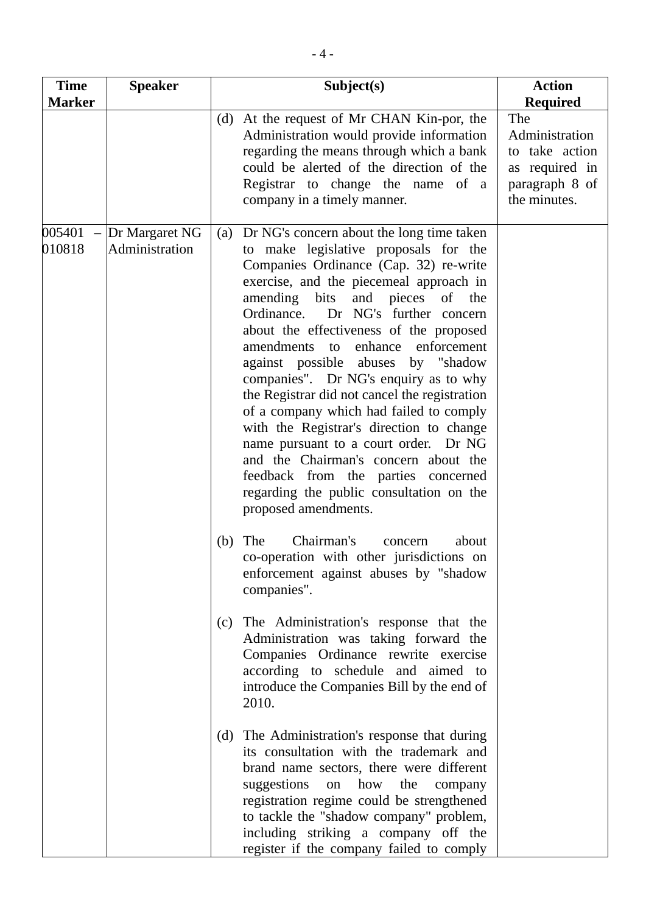| Time Marker | Speaker | Subject(s) | Action Required |
|---|---|---|---|
| | | (d) At the request of Mr CHAN Kin-por, the Administration would provide information regarding the means through which a bank could be alerted of the direction of the Registrar to change the name of a company in a timely manner. | The Administration to take action as required in paragraph 8 of the minutes. |
| 005401 – 010818 | Dr Margaret NG Administration | (a) Dr NG's concern about the long time taken to make legislative proposals for the Companies Ordinance (Cap. 32) re-write exercise, and the piecemeal approach in amending bits and pieces of the Ordinance. Dr NG's further concern about the effectiveness of the proposed amendments to enhance enforcement against possible abuses by "shadow companies". Dr NG's enquiry as to why the Registrar did not cancel the registration of a company which had failed to comply with the Registrar's direction to change name pursuant to a court order. Dr NG and the Chairman's concern about the feedback from the parties concerned regarding the public consultation on the proposed amendments.<br><br>(b) The Chairman's concern about co-operation with other jurisdictions on enforcement against abuses by "shadow companies".<br><br>(c) The Administration's response that the Administration was taking forward the Companies Ordinance rewrite exercise according to schedule and aimed to introduce the Companies Bill by the end of 2010.<br><br>(d) The Administration's response that during its consultation with the trademark and brand name sectors, there were different suggestions on how the company registration regime could be strengthened to tackle the "shadow company" problem, including striking a company off the register if the company failed to comply | |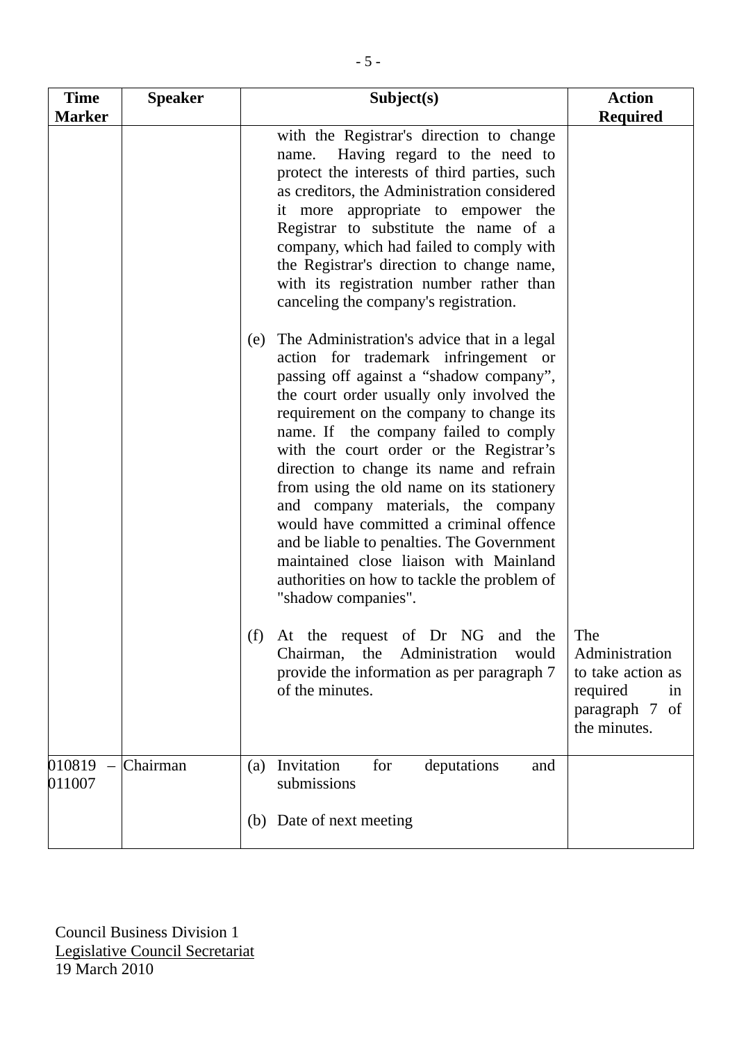| Time Marker | Speaker | Subject(s) | Action Required |
|---|---|---|---|
| | | with the Registrar's direction to change name. Having regard to the need to protect the interests of third parties, such as creditors, the Administration considered it more appropriate to empower the Registrar to substitute the name of a company, which had failed to comply with the Registrar's direction to change name, with its registration number rather than canceling the company's registration.<br><br>(e) The Administration's advice that in a legal action for trademark infringement or passing off against a "shadow company", the court order usually only involved the requirement on the company to change its name. If the company failed to comply with the court order or the Registrar's direction to change its name and refrain from using the old name on its stationery and company materials, the company would have committed a criminal offence and be liable to penalties. The Government maintained close liaison with Mainland authorities on how to tackle the problem of "shadow companies".<br><br>(f) At the request of Dr NG and the Chairman, the Administration would provide the information as per paragraph 7 of the minutes. | The Administration to take action as required in paragraph 7 of the minutes. |
| 010819 – 011007 | Chairman | (a) Invitation for deputations and submissions<br><br>(b) Date of next meeting | |

Council Business Division 1
Legislative Council Secretariat
19 March 2010